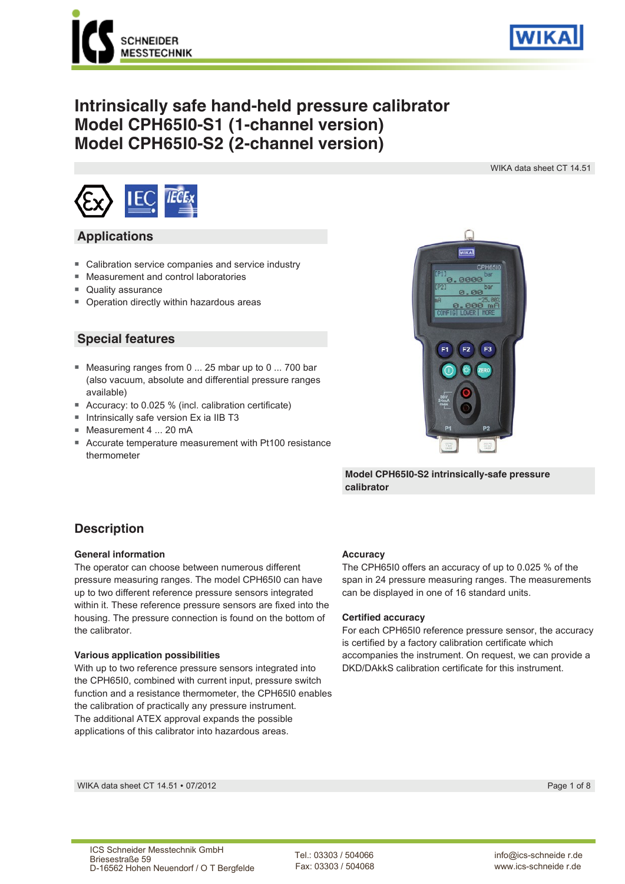# Intrinsically safe hand-held pressure calibrator
# Model CPH6510-S1 (1-channel version)
# Model CPH6510-S2 (2-channel version)

WIKA data sheet CT 14.51

## Applications

- Calibration service companies and service industry
- Measurement and control laboratories
- Quality assurance
- Operation directly within hazardous areas

## Special features

- Measuring ranges from 0 ... 25 mbar up to 0 ... 700 bar (also vacuum, absolute and differential pressure ranges available)
- Accuracy: to 0.025 % (incl. calibration certificate)
- Intrinsically safe version Ex ia IIB T3
- Measurement 4 ... 20 mA
- Accurate temperature measurement with Pt100 resistance thermometer

**Model CPH6510-S2 intrinsically-safe pressure calibrator**

## Description

### General information

The operator can choose between numerous different pressure measuring ranges. The model CPH6510 can have up to two different reference pressure sensors integrated within it. These reference pressure sensors are fixed into the housing. The pressure connection is found on the bottom of the calibrator.

### Various application possibilities

With up to two reference pressure sensors integrated into the CPH6510, combined with current input, pressure switch function and a resistance thermometer, the CPH6510 enables the calibration of practically any pressure instrument.
The additional ATEX approval expands the possible applications of this calibrator into hazardous areas.

### Accuracy

The CPH6510 offers an accuracy of up to 0.025 % of the span in 24 pressure measuring ranges. The measurements can be displayed in one of 16 standard units.

### Certified accuracy

For each CPH6510 reference pressure sensor, the accuracy is certified by a factory calibration certificate which accompanies the instrument. On request, we can provide a DKD/DAkkS calibration certificate for this instrument.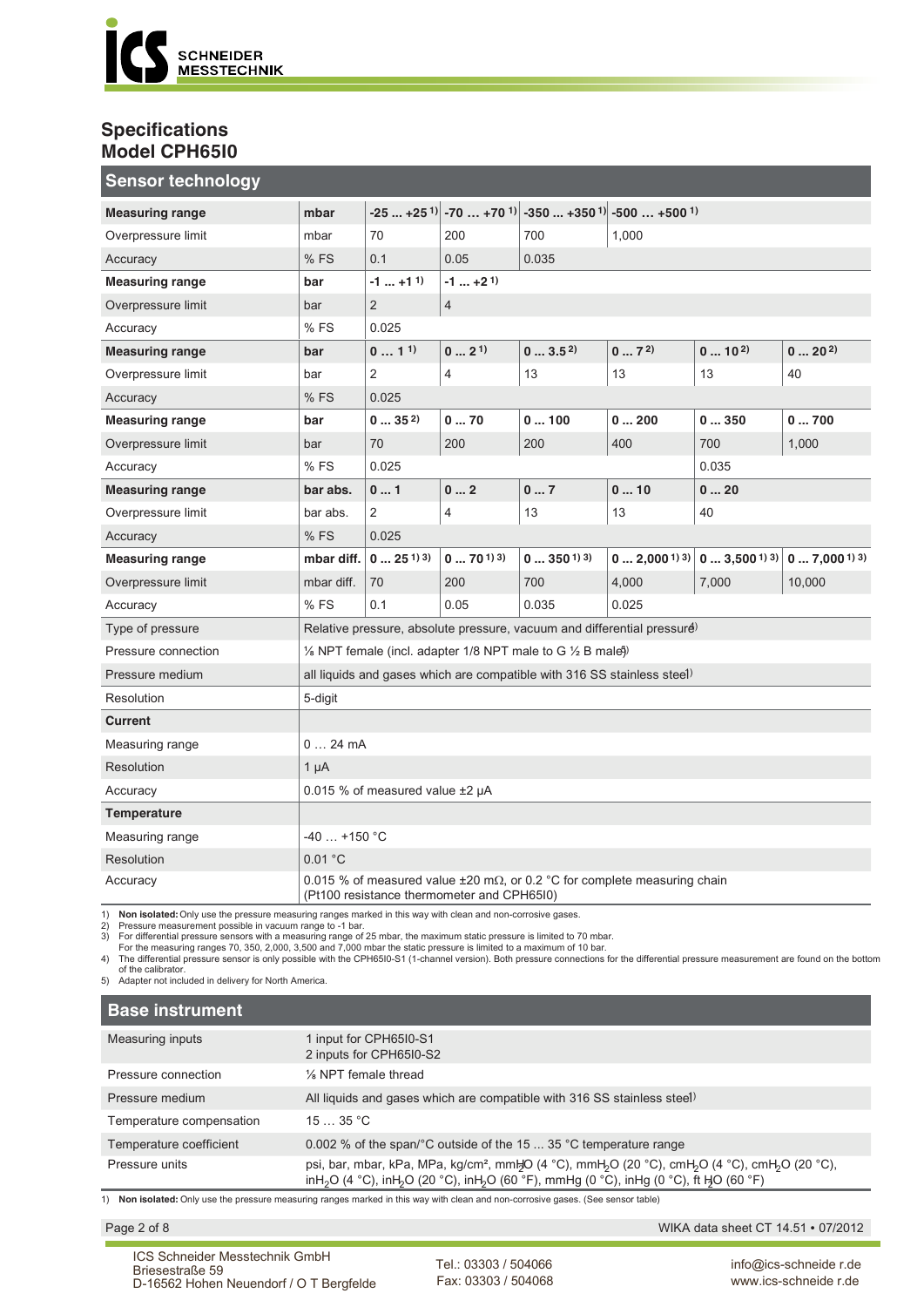## Specifications
## Model CPH65I0

### Sensor technology

| **Measuring range** | **mbar** | **-25 … +25** [1] | **-70 … +70** [1] | **-350 … +350** [1] | **-500 … +500** [1] | | |
|---|---|---|---|---|---|---|---|
| Overpressure limit | mbar | 70 | 200 | 700 | 1,000 | | |
| Accuracy | % FS | 0.1 | 0.05 | 0.035 | | | |
| **Measuring range** | **bar** | **-1 … +1** [1] | **-1 … +2** [1] | | | | |
| Overpressure limit | bar | 2 | 4 | | | | |
| Accuracy | % FS | 0.025 | | | | | |
| **Measuring range** | **bar** | **0 … 1** [1] | **0 … 2** [1] | **0 … 3.5** [2] | **0 … 7** [2] | **0 … 10** [2] | **0 … 20** [2] |
| Overpressure limit | bar | 2 | 4 | 13 | 13 | 13 | 40 |
| Accuracy | % FS | 0.025 | | | | | |
| **Measuring range** | **bar** | **0 … 35** [2] | **0 … 70** | **0 … 100** | **0 … 200** | **0 … 350** | **0 … 700** |
| Overpressure limit | bar | 70 | 200 | 200 | 400 | 700 | 1,000 |
| Accuracy | % FS | 0.025 | | | | 0.035 | |
| **Measuring range** | **bar abs.** | **0 … 1** | **0 … 2** | **0 … 7** | **0 … 10** | **0 … 20** | |
| Overpressure limit | bar abs. | 2 | 4 | 13 | 13 | 40 | |
| Accuracy | % FS | 0.025 | | | | | |
| **Measuring range** | **mbar diff.** | **0 … 25** [1) 3)] | **0 … 70** [1) 3)] | **0 … 350** [1) 3)] | **0 … 2,000** [1) 3)] | **0 … 3,500** [1) 3)] | **0 … 7,000** [1) 3)] |
| Overpressure limit | mbar diff. | 70 | 200 | 700 | 4,000 | 7,000 | 10,000 |
| Accuracy | % FS | 0.1 | 0.05 | 0.035 | 0.025 | | |
| Type of pressure | Relative pressure, absolute pressure, vacuum and differential pressure [4] | | | | | | |
| Pressure connection | ⅛ NPT female (incl. adapter 1/8 NPT male to G ½ B male) [5] | | | | | | |
| Pressure medium | all liquids and gases which are compatible with 316 SS stainless steel [1] | | | | | | |
| Resolution | 5-digit | | | | | | |
| **Current** | | | | | | | |
| Measuring range | 0 … 24 mA | | | | | | |
| Resolution | 1 µA | | | | | | |
| Accuracy | 0.015 % of measured value ±2 µA | | | | | | |
| **Temperature** | | | | | | | |
| Measuring range | -40 … +150 °C | | | | | | |
| Resolution | 0.01 °C | | | | | | |
| Accuracy | 0.015 % of measured value ±20 mΩ, or 0.2 °C for complete measuring chain (Pt100 resistance thermometer and CPH65I0) | | | | | | |

1) **Non isolated:** Only use the pressure measuring ranges marked in this way with clean and non-corrosive gases.
2) Pressure measurement possible in vacuum range to -1 bar.
3) For differential pressure sensors with a measuring range of 25 mbar, the maximum static pressure is limited to 70 mbar.
For the measuring ranges 70, 350, 2,000, 3,500 and 7,000 mbar the static pressure is limited to a maximum of 10 bar.
4) The differential pressure sensor is only possible with the CPH65I0-S1 (1-channel version). Both pressure connections for the differential pressure measurement are found on the bottom of the calibrator.
5) Adapter not included in delivery for North America.

### Base instrument

| | |
|---|---|
| Measuring inputs | 1 input for CPH65I0-S1<br>2 inputs for CPH65I0-S2 |
| Pressure connection | ⅛ NPT female thread |
| Pressure medium | All liquids and gases which are compatible with 316 SS stainless steel [1] |
| Temperature compensation | 15 … 35 °C |
| Temperature coefficient | 0.002 % of the span/°C outside of the 15 ... 35 °C temperature range |
| Pressure units | psi, bar, mbar, kPa, MPa, kg/cm², mm$H_2O$ (4 °C), mm$H_2O$ (20 °C), cm$H_2O$ (4 °C), cm$H_2O$ (20 °C), in$H_2O$ (4 °C), in$H_2O$ (20 °C), in$H_2O$ (60 °F), mmHg (0 °C), inHg (0 °C), ft $H_2O$ (60 °F) |

1) **Non isolated:** Only use the pressure measuring ranges marked in this way with clean and non-corrosive gases. (See sensor table)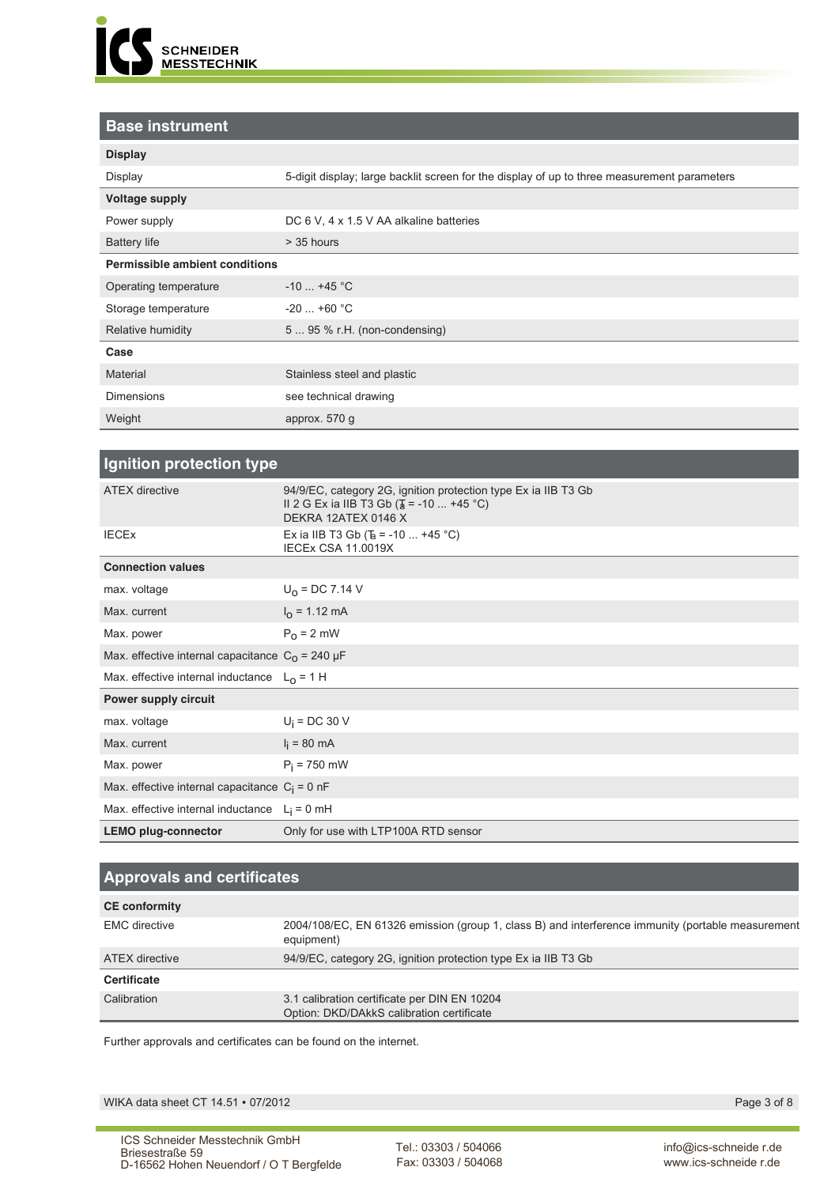## Base instrument

| **Display** | |
|---|---|
| Display | 5-digit display; large backlit screen for the display of up to three measurement parameters |
| **Voltage supply** | |
| Power supply | DC 6 V, 4 x 1.5 V AA alkaline batteries |
| Battery life | > 35 hours |
| **Permissible ambient conditions** | |
| Operating temperature | -10 ... +45 °C |
| Storage temperature | -20 ... +60 °C |
| Relative humidity | 5 ... 95 % r.H. (non-condensing) |
| **Case** | |
| Material | Stainless steel and plastic |
| Dimensions | see technical drawing |
| Weight | approx. 570 g |

## Ignition protection type

| ATEX directive | 94/9/EC, category 2G, ignition protection type Ex ia IIB T3 Gb<br>II 2 G Ex ia IIB T3 Gb ($T_a$ = -10 ... +45 °C)<br>DEKRA 12ATEX 0146 X |
|---|---|
| IECEx | Ex ia IIB T3 Gb ($T_a$ = -10 ... +45 °C)<br>IECEx CSA 11.0019X |
| **Connection values** | |
| max. voltage | $U_o$ = DC 7.14 V |
| Max. current | $I_o$ = 1.12 mA |
| Max. power | $P_o$ = 2 mW |
| Max. effective internal capacitance | $C_o$ = 240 µF |
| Max. effective internal inductance | $L_o$ = 1 H |
| **Power supply circuit** | |
| max. voltage | $U_i$ = DC 30 V |
| Max. current | $I_i$ = 80 mA |
| Max. power | $P_i$ = 750 mW |
| Max. effective internal capacitance | $C_i$ = 0 nF |
| Max. effective internal inductance | $L_i$ = 0 mH |
| **LEMO plug-connector** | Only for use with LTP100A RTD sensor |

## Approvals and certificates

| **CE conformity** | |
|---|---|
| EMC directive | 2004/108/EC, EN 61326 emission (group 1, class B) and interference immunity (portable measurement equipment) |
| ATEX directive | 94/9/EC, category 2G, ignition protection type Ex ia IIB T3 Gb |
| **Certificate** | |
| Calibration | 3.1 calibration certificate per DIN EN 10204<br>Option: DKD/DAkkS calibration certificate |

Further approvals and certificates can be found on the internet.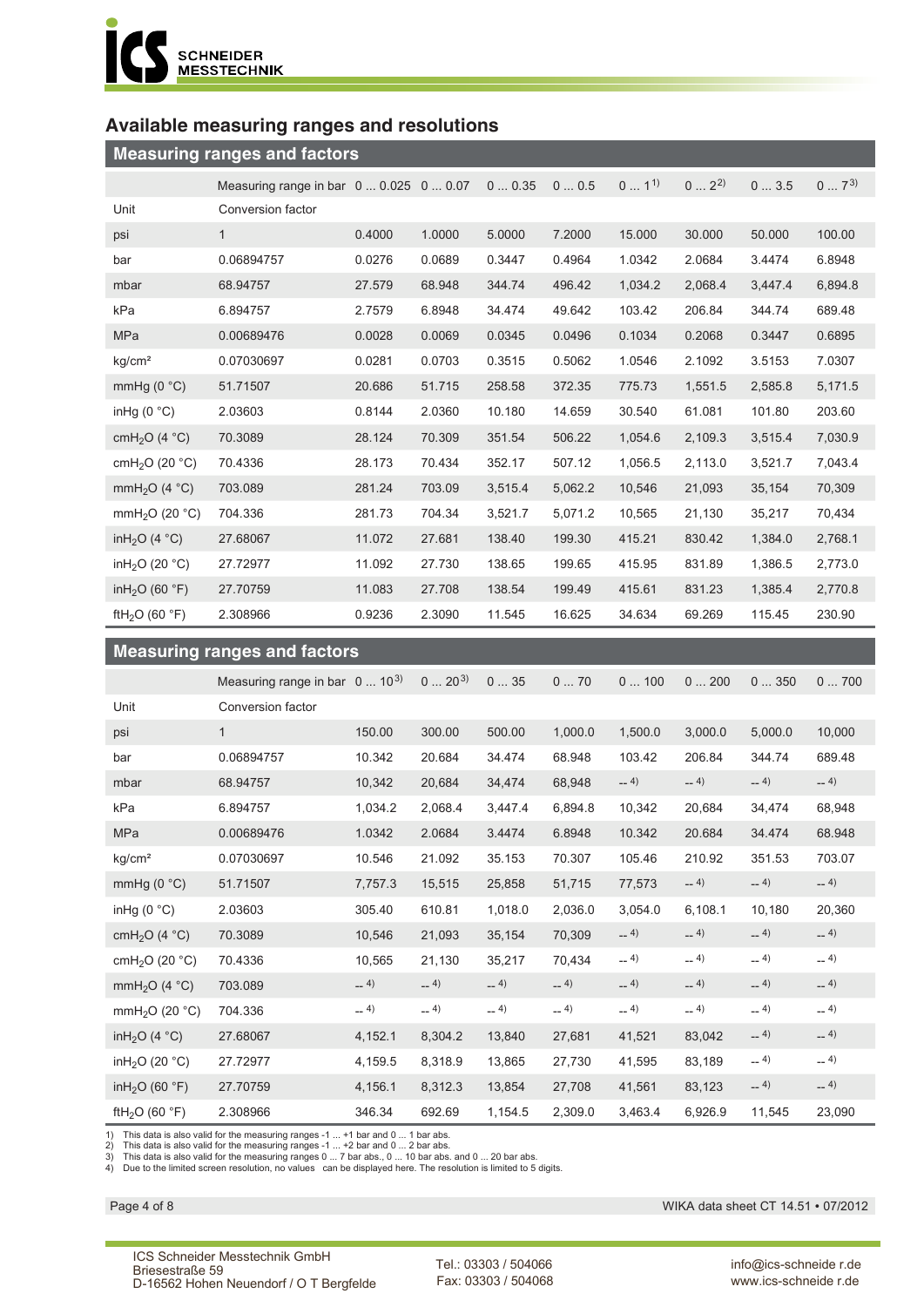## Available measuring ranges and resolutions

### Measuring ranges and factors

| | Measuring range in bar | 0 ... 0.025 | 0 ... 0.07 | 0 ... 0.35 | 0 ... 0.5 | 0 ... 1 [1] | 0 ... 2 [2] | 0 ... 3.5 | 0 ... 7 [3] |
|---|---|---|---|---|---|---|---|---|---|
| Unit | Conversion factor | | | | | | | | |
| psi | 1 | 0.4000 | 1.0000 | 5.0000 | 7.2000 | 15.000 | 30.000 | 50.000 | 100.00 |
| bar | 0.06894757 | 0.0276 | 0.0689 | 0.3447 | 0.4964 | 1.0342 | 2.0684 | 3.4474 | 6.8948 |
| mbar | 68.94757 | 27.579 | 68.948 | 344.74 | 496.42 | 1,034.2 | 2,068.4 | 3,447.4 | 6,894.8 |
| kPa | 6.894757 | 2.7579 | 6.8948 | 34.474 | 49.642 | 103.42 | 206.84 | 344.74 | 689.48 |
| MPa | 0.00689476 | 0.0028 | 0.0069 | 0.0345 | 0.0496 | 0.1034 | 0.2068 | 0.3447 | 0.6895 |
| kg/cm² | 0.07030697 | 0.0281 | 0.0703 | 0.3515 | 0.5062 | 1.0546 | 2.1092 | 3.5153 | 7.0307 |
| mmHg (0 °C) | 51.71507 | 20.686 | 51.715 | 258.58 | 372.35 | 775.73 | 1,551.5 | 2,585.8 | 5,171.5 |
| inHg (0 °C) | 2.03603 | 0.8144 | 2.0360 | 10.180 | 14.659 | 30.540 | 61.081 | 101.80 | 203.60 |
| $cmH_2O$ (4 °C) | 70.3089 | 28.124 | 70.309 | 351.54 | 506.22 | 1,054.6 | 2,109.3 | 3,515.4 | 7,030.9 |
| $cmH_2O$ (20 °C) | 70.4336 | 28.173 | 70.434 | 352.17 | 507.12 | 1,056.5 | 2,113.0 | 3,521.7 | 7,043.4 |
| $mmH_2O$ (4 °C) | 703.089 | 281.24 | 703.09 | 3,515.4 | 5,062.2 | 10,546 | 21,093 | 35,154 | 70,309 |
| $mmH_2O$ (20 °C) | 704.336 | 281.73 | 704.34 | 3,521.7 | 5,071.2 | 10,565 | 21,130 | 35,217 | 70,434 |
| $inH_2O$ (4 °C) | 27.68067 | 11.072 | 27.681 | 138.40 | 199.30 | 415.21 | 830.42 | 1,384.0 | 2,768.1 |
| $inH_2O$ (20 °C) | 27.72977 | 11.092 | 27.730 | 138.65 | 199.65 | 415.95 | 831.89 | 1,386.5 | 2,773.0 |
| $inH_2O$ (60 °F) | 27.70759 | 11.083 | 27.708 | 138.54 | 199.49 | 415.61 | 831.23 | 1,385.4 | 2,770.8 |
| $ftH_2O$ (60 °F) | 2.308966 | 0.9236 | 2.3090 | 11.545 | 16.625 | 34.634 | 69.269 | 115.45 | 230.90 |

### Measuring ranges and factors

| | Measuring range in bar | 0 ... 10 [3] | 0 ... 20 [3] | 0 ... 35 | 0 ... 70 | 0 ... 100 | 0 ... 200 | 0 ... 350 | 0 ... 700 |
|---|---|---|---|---|---|---|---|---|---|
| Unit | Conversion factor | | | | | | | | |
| psi | 1 | 150.00 | 300.00 | 500.00 | 1,000.0 | 1,500.0 | 3,000.0 | 5,000.0 | 10,000 |
| bar | 0.06894757 | 10.342 | 20.684 | 34.474 | 68.948 | 103.42 | 206.84 | 344.74 | 689.48 |
| mbar | 68.94757 | 10,342 | 20,684 | 34,474 | 68,948 | -- [4] | -- [4] | -- [4] | -- [4] |
| kPa | 6.894757 | 1,034.2 | 2,068.4 | 3,447.4 | 6,894.8 | 10,342 | 20,684 | 34,474 | 68,948 |
| MPa | 0.00689476 | 1.0342 | 2.0684 | 3.4474 | 6.8948 | 10.342 | 20.684 | 34.474 | 68.948 |
| kg/cm² | 0.07030697 | 10.546 | 21.092 | 35.153 | 70.307 | 105.46 | 210.92 | 351.53 | 703.07 |
| mmHg (0 °C) | 51.71507 | 7,757.3 | 15,515 | 25,858 | 51,715 | 77,573 | -- [4] | -- [4] | -- [4] |
| inHg (0 °C) | 2.03603 | 305.40 | 610.81 | 1,018.0 | 2,036.0 | 3,054.0 | 6,108.1 | 10,180 | 20,360 |
| $cmH_2O$ (4 °C) | 70.3089 | 10,546 | 21,093 | 35,154 | 70,309 | -- [4] | -- [4] | -- [4] | -- [4] |
| $cmH_2O$ (20 °C) | 70.4336 | 10,565 | 21,130 | 35,217 | 70,434 | -- [4] | -- [4] | -- [4] | -- [4] |
| $mmH_2O$ (4 °C) | 703.089 | -- [4] | -- [4] | -- [4] | -- [4] | -- [4] | -- [4] | -- [4] | -- [4] |
| $mmH_2O$ (20 °C) | 704.336 | -- [4] | -- [4] | -- [4] | -- [4] | -- [4] | -- [4] | -- [4] | -- [4] |
| $inH_2O$ (4 °C) | 27.68067 | 4,152.1 | 8,304.2 | 13,840 | 27,681 | 41,521 | 83,042 | -- [4] | -- [4] |
| $inH_2O$ (20 °C) | 27.72977 | 4,159.5 | 8,318.9 | 13,865 | 27,730 | 41,595 | 83,189 | -- [4] | -- [4] |
| $inH_2O$ (60 °F) | 27.70759 | 4,156.1 | 8,312.3 | 13,854 | 27,708 | 41,561 | 83,123 | -- [4] | -- [4] |
| $ftH_2O$ (60 °F) | 2.308966 | 346.34 | 692.69 | 1,154.5 | 2,309.0 | 3,463.4 | 6,926.9 | 11,545 | 23,090 |

1) This data is also valid for the measuring ranges -1 ... +1 bar and 0 ... 1 bar abs.
2) This data is also valid for the measuring ranges -1 ... +2 bar and 0 ... 2 bar abs.
3) This data is also valid for the measuring ranges 0 ... 7 bar abs., 0 ... 10 bar abs. and 0 ... 20 bar abs.
4) Due to the limited screen resolution, no values can be displayed here. The resolution is limited to 5 digits.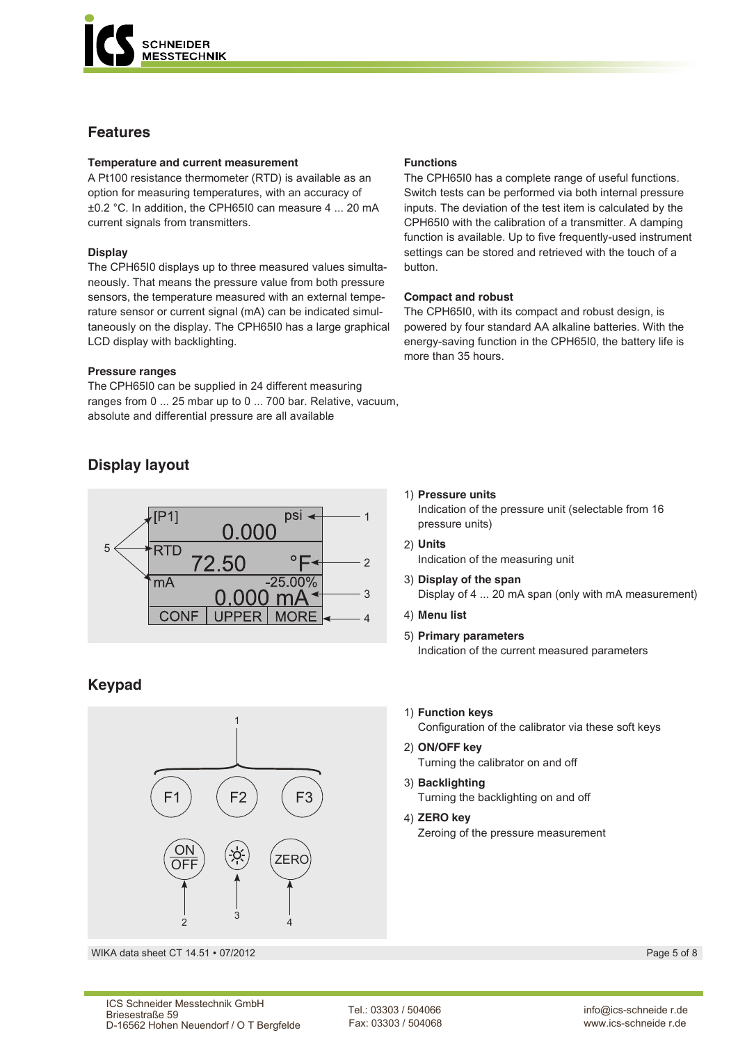## Features

### Temperature and current measurement

A Pt100 resistance thermometer (RTD) is available as an option for measuring temperatures, with an accuracy of ±0.2 °C. In addition, the CPH65I0 can measure 4 ... 20 mA current signals from transmitters.

### Display

The CPH65I0 displays up to three measured values simultaneously. That means the pressure value from both pressure sensors, the temperature measured with an external temperature sensor or current signal (mA) can be indicated simultaneously on the display. The CPH65I0 has a large graphical LCD display with backlighting.

### Pressure ranges

The CPH65I0 can be supplied in 24 different measuring ranges from 0 ... 25 mbar up to 0 ... 700 bar. Relative, vacuum, absolute and differential pressure are all available.

### Functions

The CPH65I0 has a complete range of useful functions. Switch tests can be performed via both internal pressure inputs. The deviation of the test item is calculated by the CPH65I0 with the calibration of a transmitter. A damping function is available. Up to five frequently-used instrument settings can be stored and retrieved with the touch of a button.

### Compact and robust

The CPH65I0, with its compact and robust design, is powered by four standard AA alkaline batteries. With the energy-saving function in the CPH65I0, the battery life is more than 35 hours.

## Display layout

1) **Pressure units**
   Indication of the pressure unit (selectable from 16 pressure units)
2) **Units**
   Indication of the measuring unit
3) **Display of the span**
   Display of 4 ... 20 mA span (only with mA measurement)
4) **Menu list**
5) **Primary parameters**
   Indication of the current measured parameters

## Keypad

1) **Function keys**
   Configuration of the calibrator via these soft keys
2) **ON/OFF key**
   Turning the calibrator on and off
3) **Backlighting**
   Turning the backlighting on and off
4) **ZERO key**
   Zeroing of the pressure measurement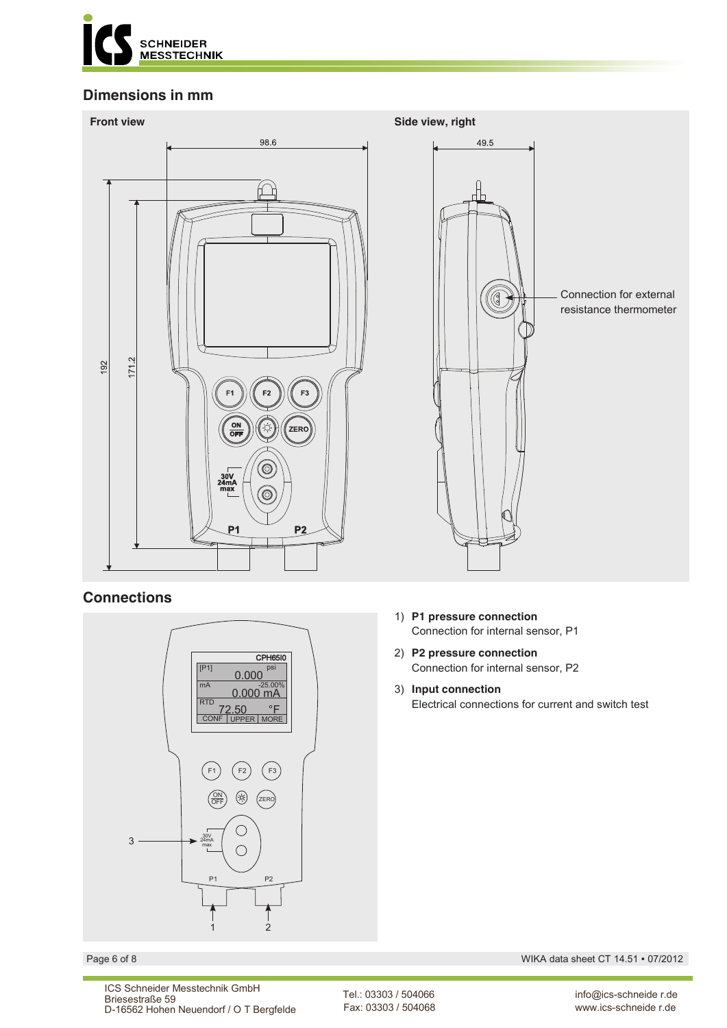## Dimensions in mm

**Front view**

**Side view, right**

Connection for external resistance thermometer

## Connections

1) **P1 pressure connection**
   Connection for internal sensor, P1
2) **P2 pressure connection**
   Connection for internal sensor, P2
3) **Input connection**
   Electrical connections for current and switch test

ICS Schneider Messtechnik GmbH
Briesestraße 59
D-16562 Hohen Neuendorf / O T Bergfelde

Tel.: 03303 / 504066
Fax: 03303 / 504068

info@ics-schneide r.de
www.ics-schneide r.de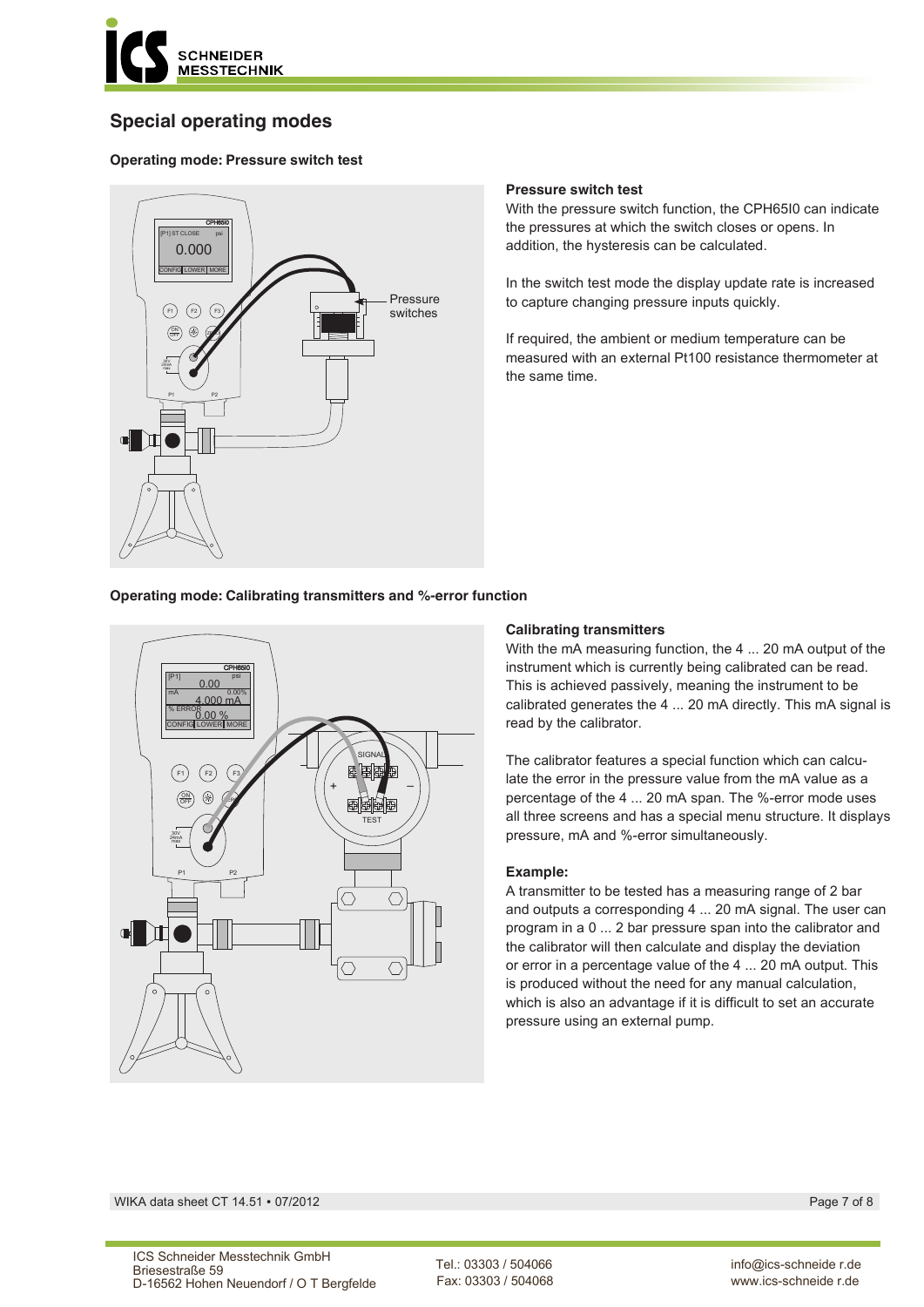# Special operating modes

## Operating mode: Pressure switch test

### Pressure switch test

With the pressure switch function, the CPH65I0 can indicate the pressures at which the switch closes or opens. In addition, the hysteresis can be calculated.

In the switch test mode the display update rate is increased to capture changing pressure inputs quickly.

If required, the ambient or medium temperature can be measured with an external Pt100 resistance thermometer at the same time.

## Operating mode: Calibrating transmitters and %-error function

### Calibrating transmitters

With the mA measuring function, the 4 ... 20 mA output of the instrument which is currently being calibrated can be read. This is achieved passively, meaning the instrument to be calibrated generates the 4 ... 20 mA directly. This mA signal is read by the calibrator.

The calibrator features a special function which can calculate the error in the pressure value from the mA value as a percentage of the 4 ... 20 mA span. The %-error mode uses all three screens and has a special menu structure. It displays pressure, mA and %-error simultaneously.

### Example:

A transmitter to be tested has a measuring range of 2 bar and outputs a corresponding 4 ... 20 mA signal. The user can program in a 0 ... 2 bar pressure span into the calibrator and the calibrator will then calculate and display the deviation or error in a percentage value of the 4 ... 20 mA output. This is produced without the need for any manual calculation, which is also an advantage if it is difficult to set an accurate pressure using an external pump.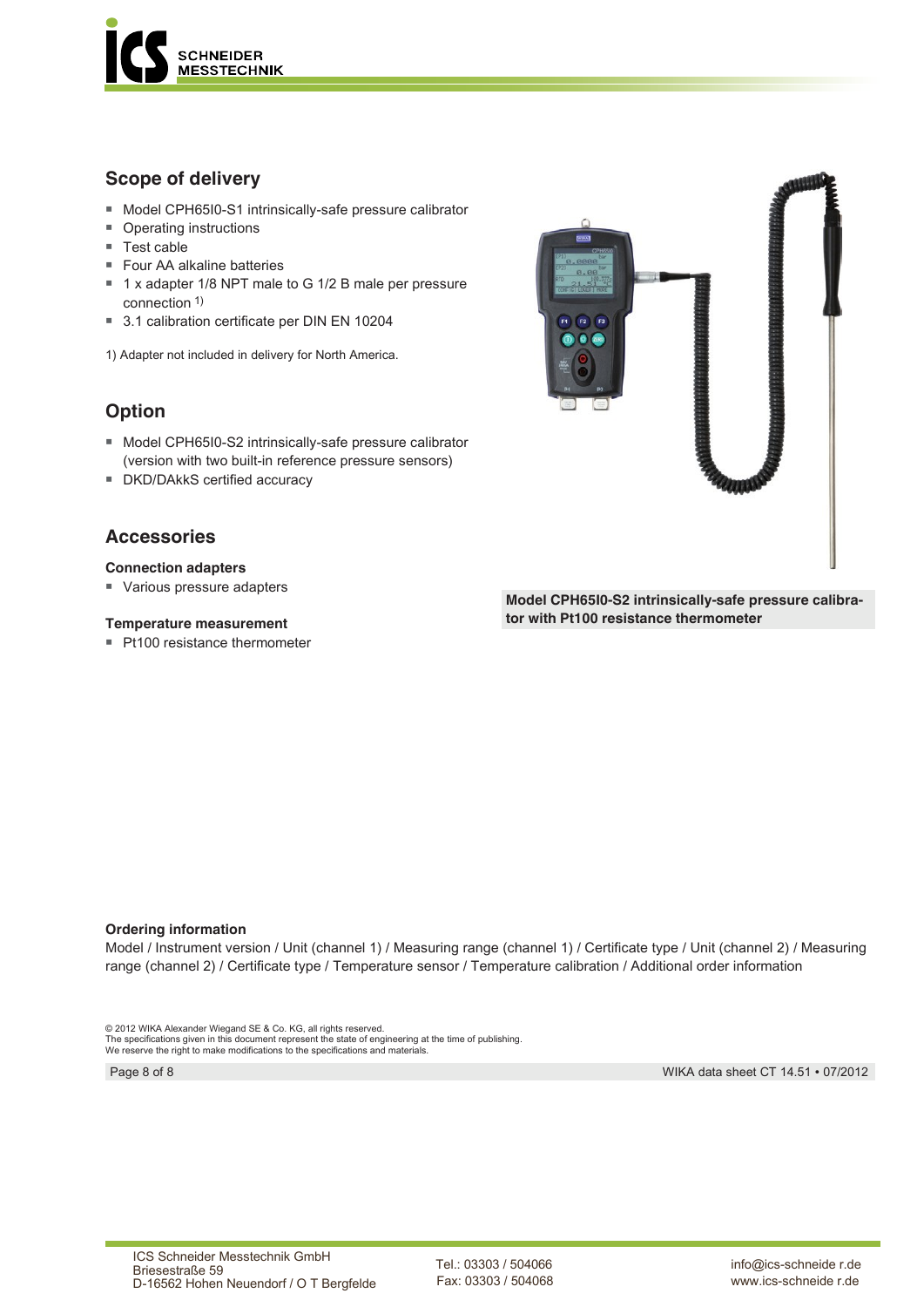## Scope of delivery

- Model CPH6510-S1 intrinsically-safe pressure calibrator
- Operating instructions
- Test cable
- Four AA alkaline batteries
- 1 x adapter 1/8 NPT male to G 1/2 B male per pressure connection [1)]
- 3.1 calibration certificate per DIN EN 10204

1) Adapter not included in delivery for North America.

## Option

- Model CPH6510-S2 intrinsically-safe pressure calibrator (version with two built-in reference pressure sensors)
- DKD/DAkkS certified accuracy

## Accessories

### Connection adapters

- Various pressure adapters

### Temperature measurement

- Pt100 resistance thermometer

**Model CPH6510-S2 intrinsically-safe pressure calibrator with Pt100 resistance thermometer**

### Ordering information

Model / Instrument version / Unit (channel 1) / Measuring range (channel 1) / Certificate type / Unit (channel 2) / Measuring range (channel 2) / Certificate type / Temperature sensor / Temperature calibration / Additional order information

© 2012 WIKA Alexander Wiegand SE & Co. KG, all rights reserved.
The specifications given in this document represent the state of engineering at the time of publishing.
We reserve the right to make modifications to the specifications and materials.